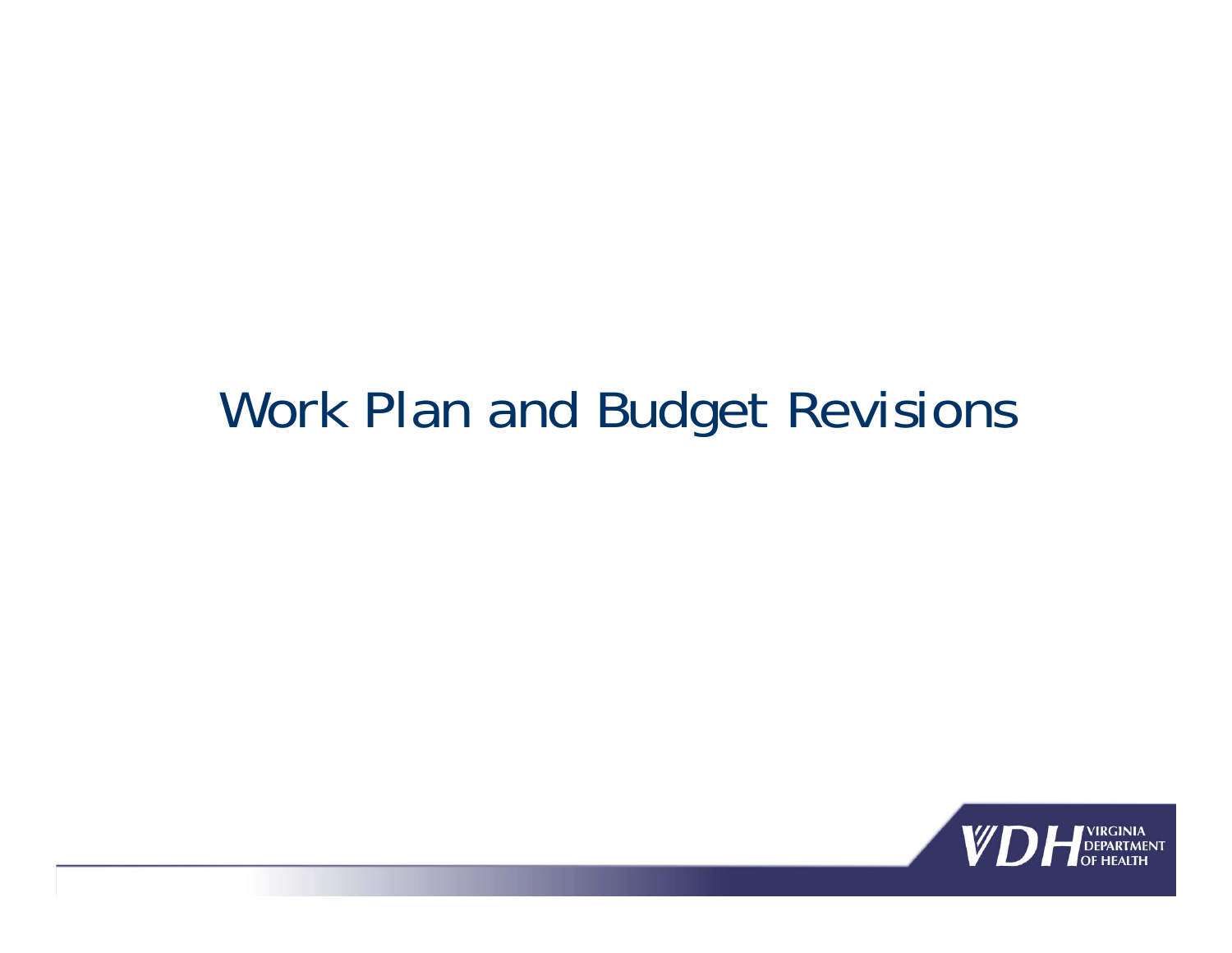# Work Plan and Budget Revisions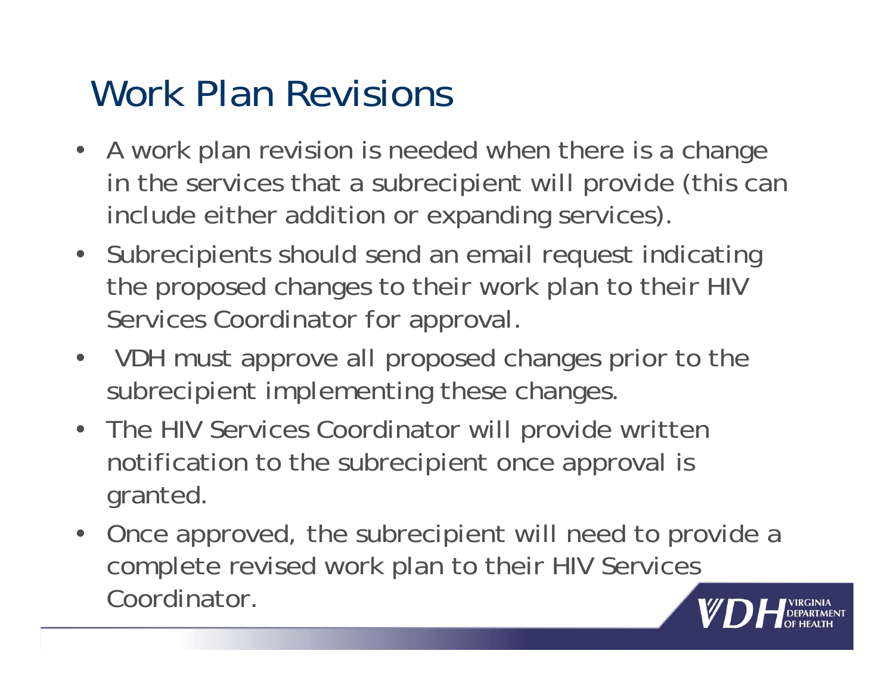# Work Plan Revisions

- A work plan revision is needed when there is a change in the services that a subrecipient will provide (this can include either addition or expanding services).
- Subrecipients should send an email request indicating the proposed changes to their work plan to their HIV Services Coordinator for approval.
- VDH must approve all proposed changes prior to the subrecipient implementing these changes.
- The HIV Services Coordinator will provide written notification to the subrecipient once approval is granted.
- Once approved, the subrecipient will need to provide a complete revised work plan to their HIV Services Coordinator.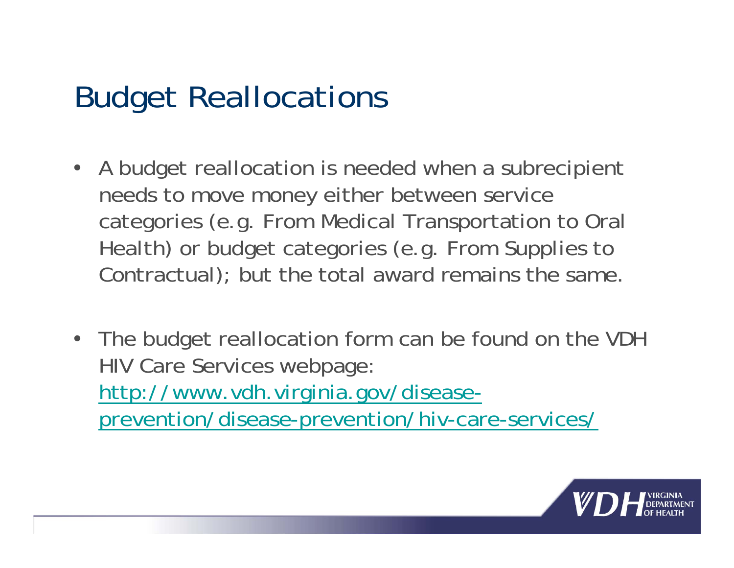# Budget Reallocations

- A budget reallocation is needed when a subrecipient needs to move money either between service categories (e.g. From Medical Transportation to Oral Health) or budget categories (e.g. From Supplies to Contractual); but the total award remains the same.
- The budget reallocation form can be found on the VDH HIV Care Services webpage: [http://www.vdh.virginia.gov/disease-prevention/disease-prevention/hiv-care-services/](http://www.vdh.virginia.gov/disease-prevention/disease-prevention/hiv-care-services/)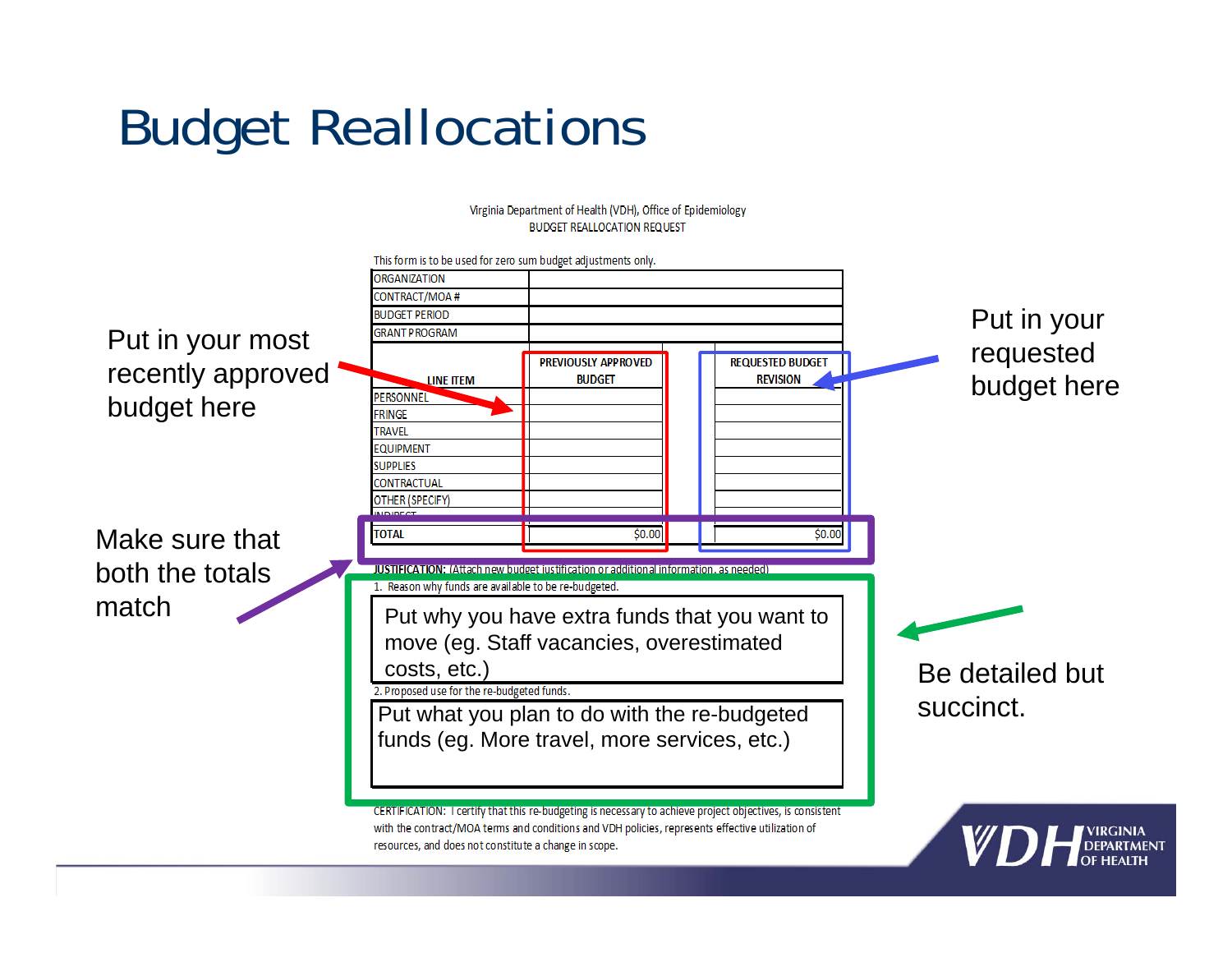# Budget Reallocations

Virginia Department of Health (VDH), Office of Epidemiology
BUDGET REALLOCATION REQUEST

This form is to be used for zero sum budget adjustments only.

| | |
|---|---|
| ORGANIZATION | |
| CONTRACT/MOA # | |
| BUDGET PERIOD | |
| GRANT PROGRAM | |

| LINE ITEM | PREVIOUSLY APPROVED BUDGET | | REQUESTED BUDGET REVISION |
|---|---|---|---|
| PERSONNEL | | | |
| FRINGE | | | |
| TRAVEL | | | |
| EQUIPMENT | | | |
| SUPPLIES | | | |
| CONTRACTUAL | | | |
| OTHER (SPECIFY) | | | |
| INDIRECT | | | |
| TOTAL | $0.00 | | $0.00 |

Put in your most recently approved budget here

Put in your requested budget here

Make sure that both the totals match

**JUSTIFICATION:** (Attach new budget justification or additional information, as needed)

1. Reason why funds are available to be re-budgeted.

Put why you have extra funds that you want to move (eg. Staff vacancies, overestimated costs, etc.)

2. Proposed use for the re-budgeted funds.

Put what you plan to do with the re-budgeted funds (eg. More travel, more services, etc.)

Be detailed but succinct.

CERTIFICATION: I certify that this re-budgeting is necessary to achieve project objectives, is consistent with the contract/MOA terms and conditions and VDH policies, represents effective utilization of resources, and does not constitute a change in scope.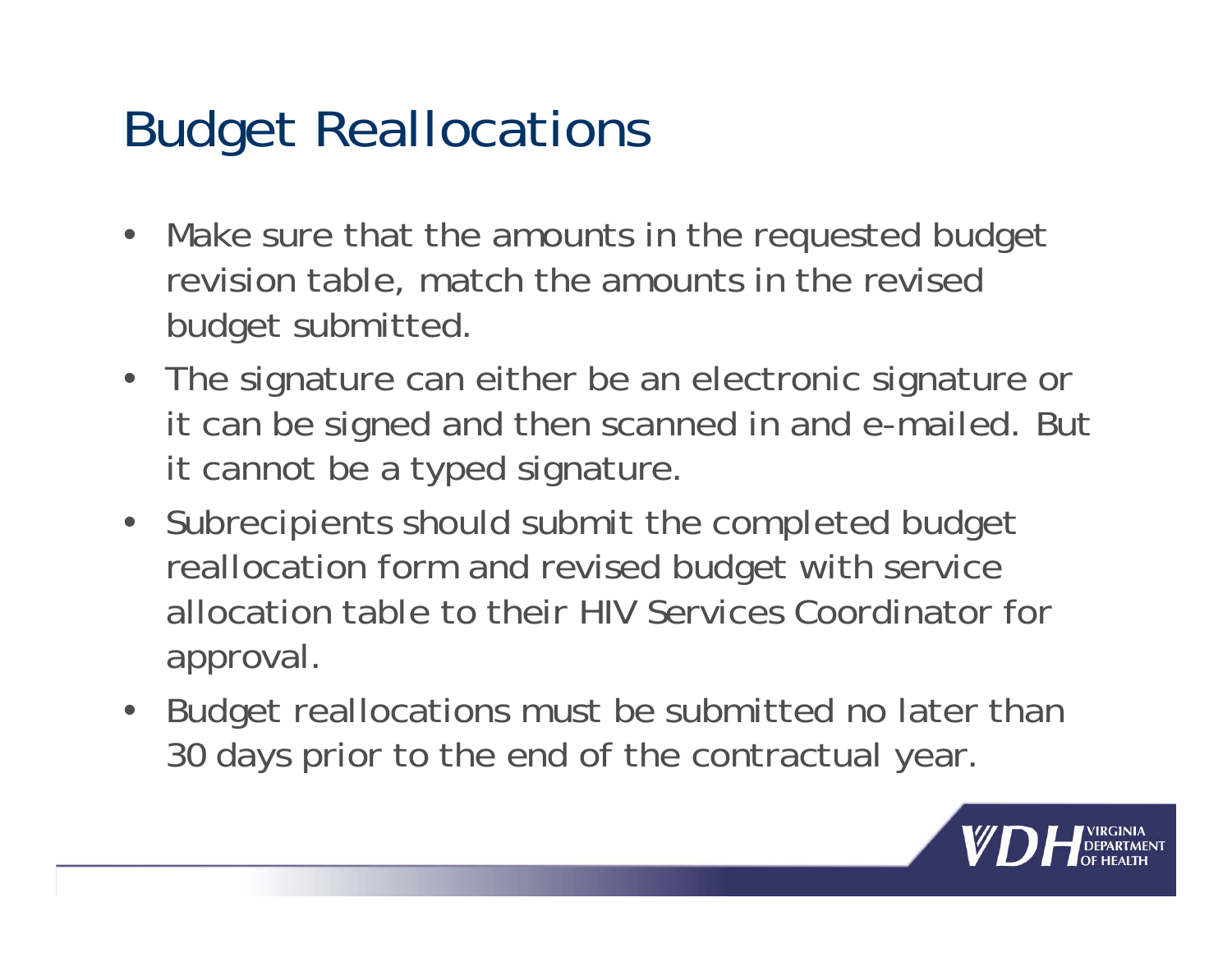# Budget Reallocations

- Make sure that the amounts in the requested budget revision table, match the amounts in the revised budget submitted.
- The signature can either be an electronic signature or it can be signed and then scanned in and e-mailed. But it cannot be a typed signature.
- Subrecipients should submit the completed budget reallocation form and revised budget with service allocation table to their HIV Services Coordinator for approval.
- Budget reallocations must be submitted no later than 30 days prior to the end of the contractual year.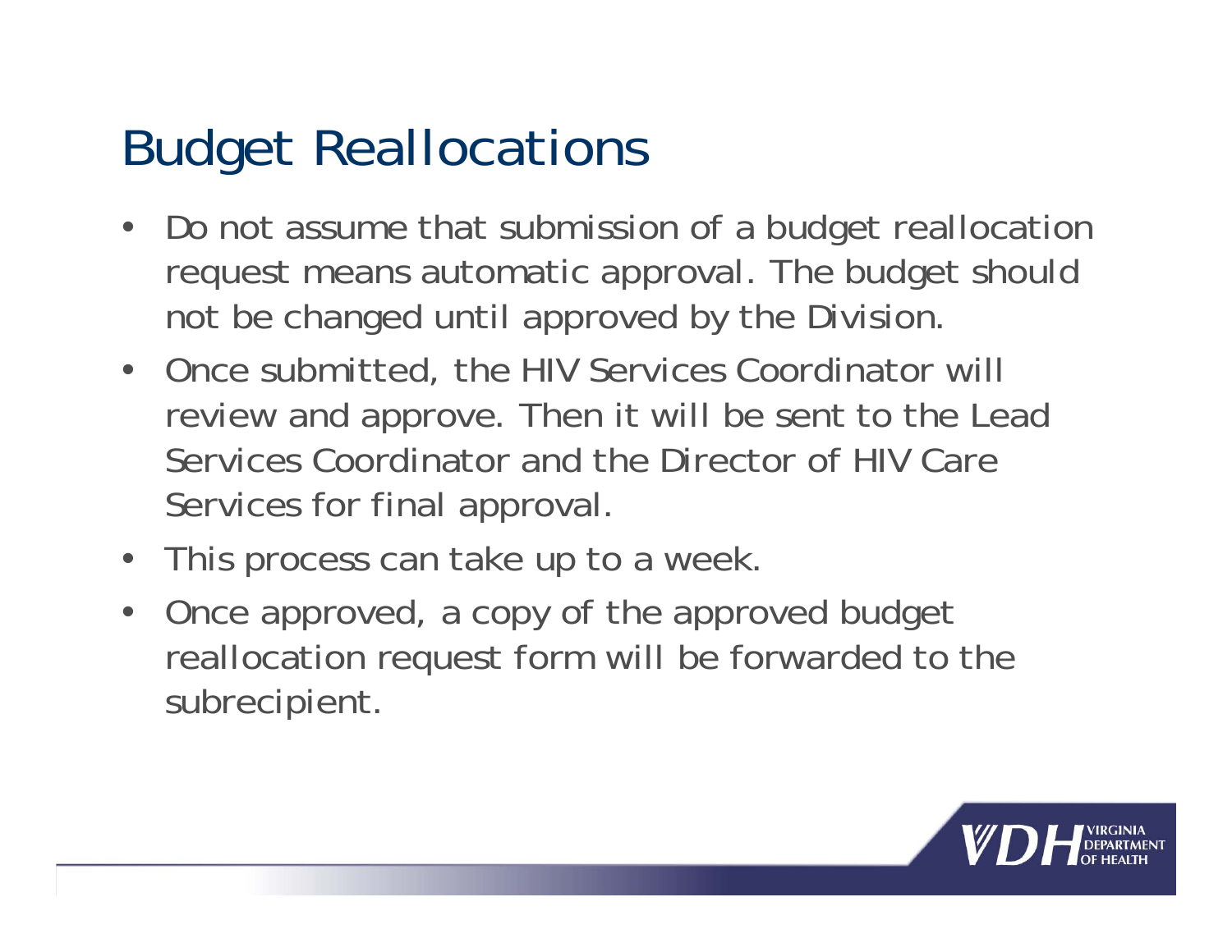# Budget Reallocations

- Do not assume that submission of a budget reallocation request means automatic approval. The budget should not be changed until approved by the Division.
- Once submitted, the HIV Services Coordinator will review and approve. Then it will be sent to the Lead Services Coordinator and the Director of HIV Care Services for final approval.
- This process can take up to a week.
- Once approved, a copy of the approved budget reallocation request form will be forwarded to the subrecipient.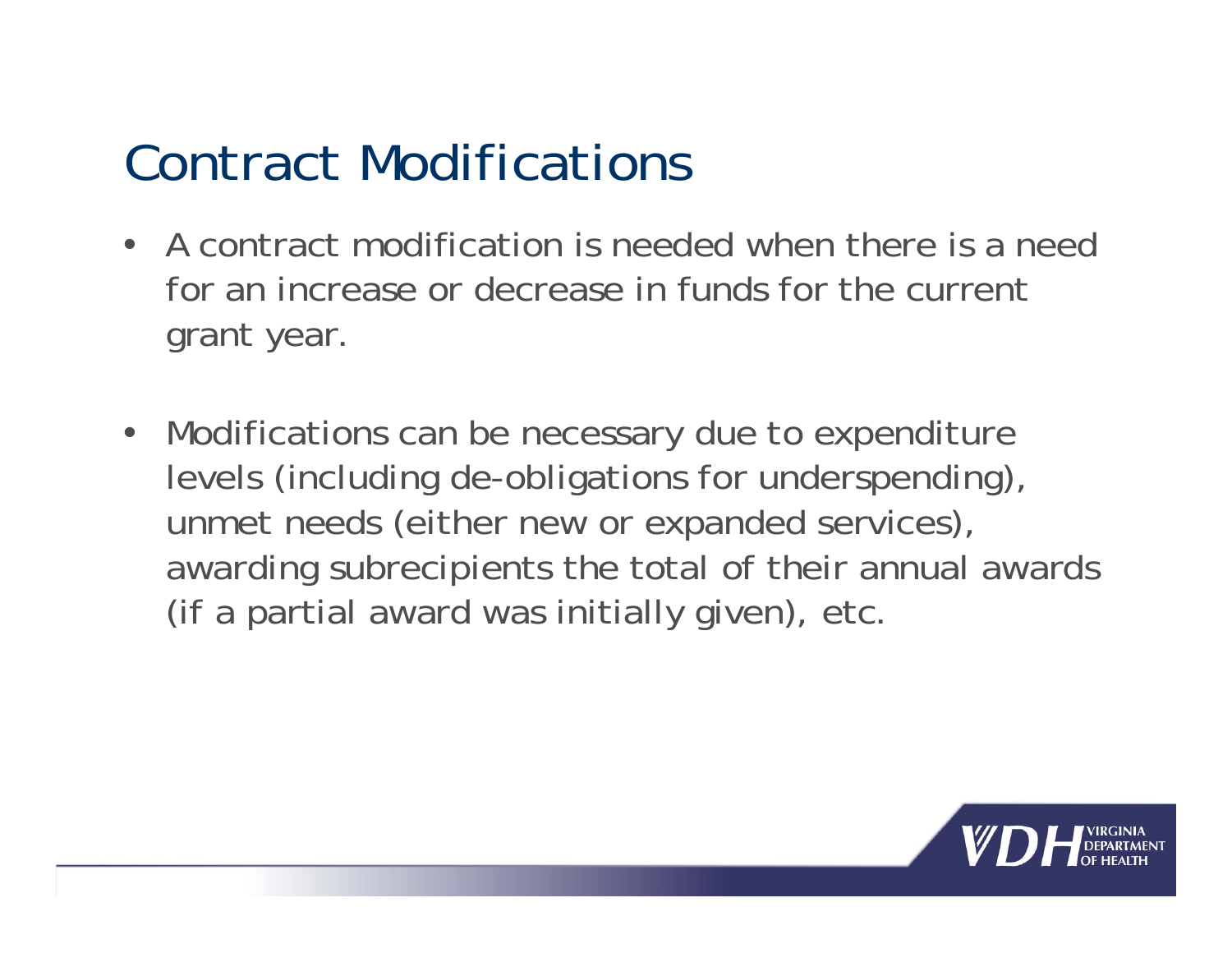# Contract Modifications

- A contract modification is needed when there is a need for an increase or decrease in funds for the current grant year.

- Modifications can be necessary due to expenditure levels (including de-obligations for underspending), unmet needs (either new or expanded services), awarding subrecipients the total of their annual awards (if a partial award was initially given), etc.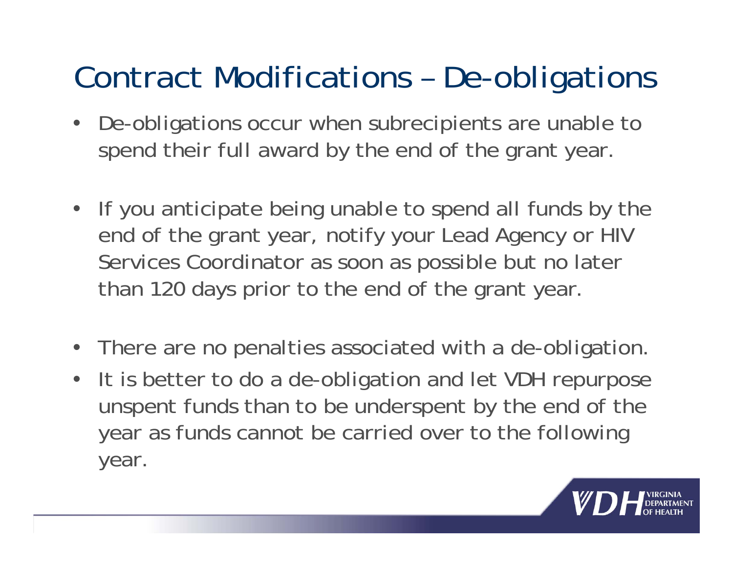# Contract Modifications – De-obligations

- De-obligations occur when subrecipients are unable to spend their full award by the end of the grant year.
- If you anticipate being unable to spend all funds by the end of the grant year, notify your Lead Agency or HIV Services Coordinator as soon as possible but no later than 120 days prior to the end of the grant year.
- There are no penalties associated with a de-obligation.
- It is better to do a de-obligation and let VDH repurpose unspent funds than to be underspent by the end of the year as funds cannot be carried over to the following year.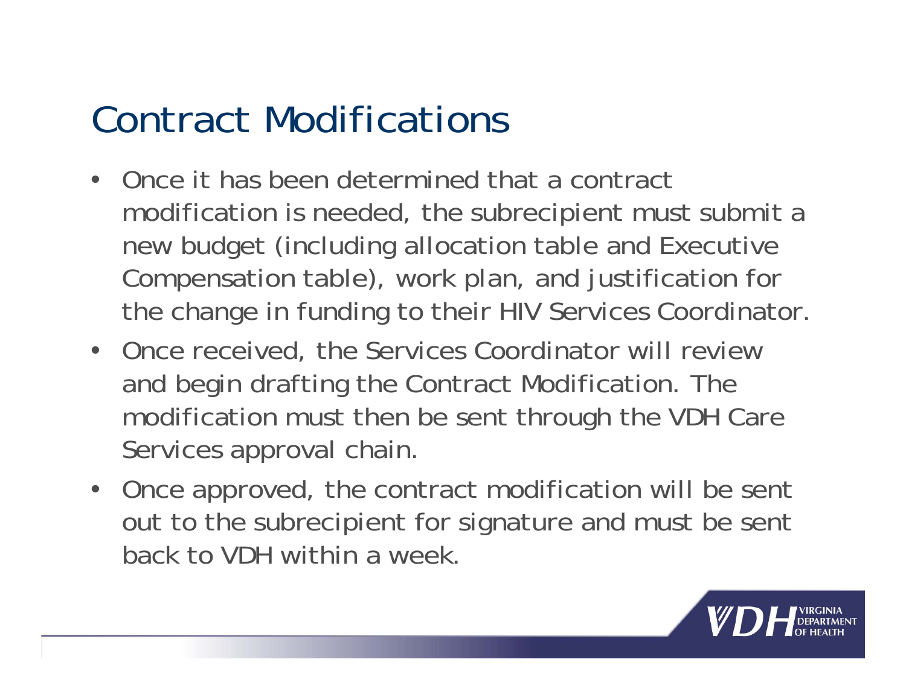# Contract Modifications

- Once it has been determined that a contract modification is needed, the subrecipient must submit a new budget (including allocation table and Executive Compensation table), work plan, and justification for the change in funding to their HIV Services Coordinator.
- Once received, the Services Coordinator will review and begin drafting the Contract Modification. The modification must then be sent through the VDH Care Services approval chain.
- Once approved, the contract modification will be sent out to the subrecipient for signature and must be sent back to VDH within a week.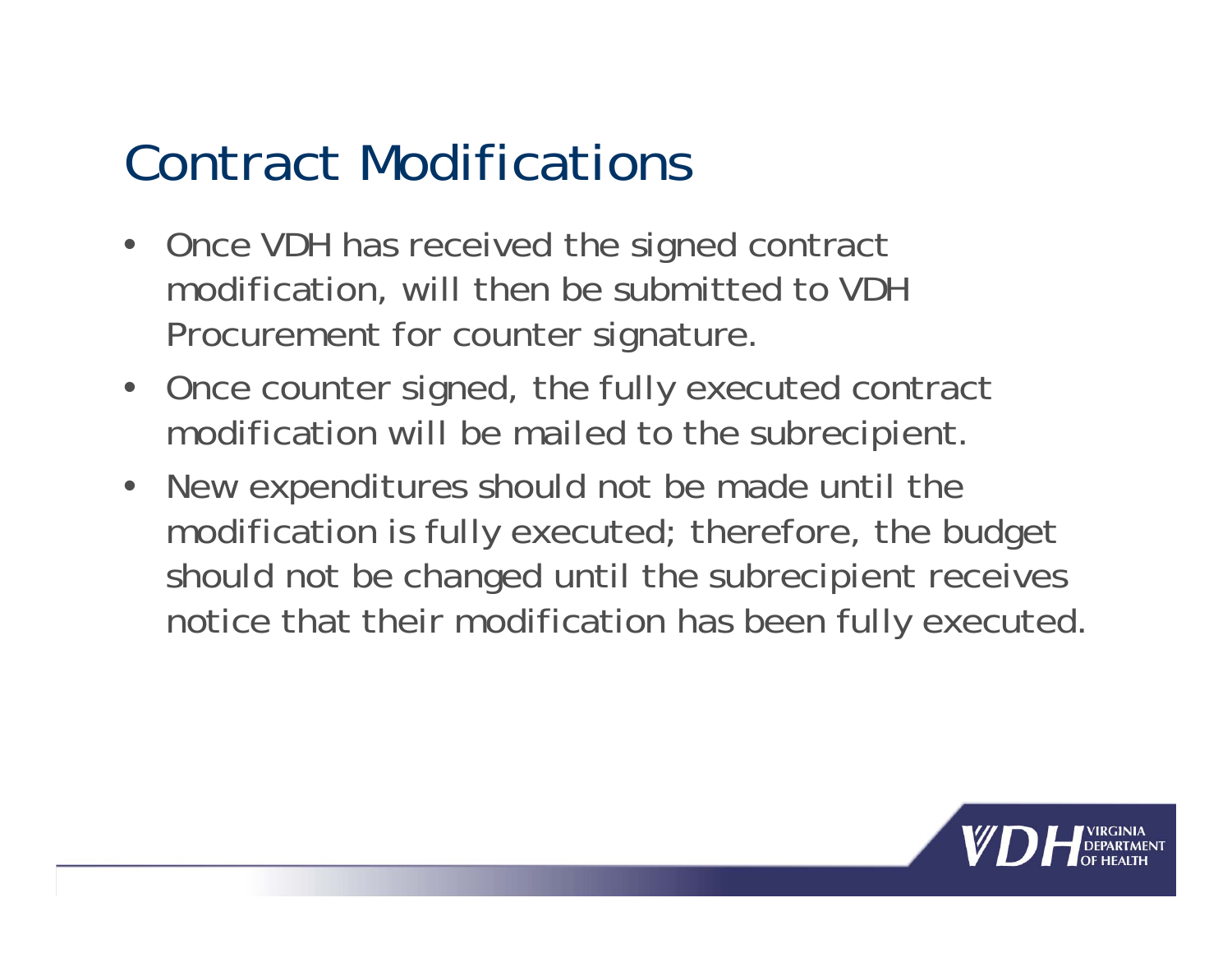# Contract Modifications

- Once VDH has received the signed contract modification, will then be submitted to VDH Procurement for counter signature.
- Once counter signed, the fully executed contract modification will be mailed to the subrecipient.
- New expenditures should not be made until the modification is fully executed; therefore, the budget should not be changed until the subrecipient receives notice that their modification has been fully executed.